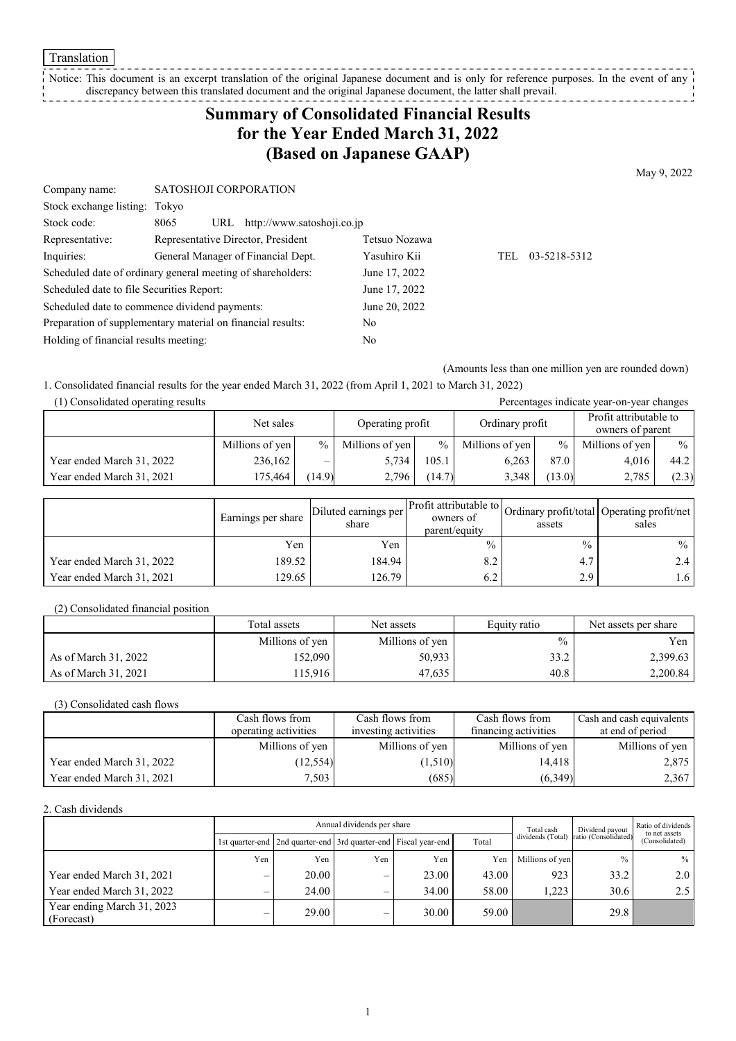Translation

Notice: This document is an excerpt translation of the original Japanese document and is only for reference purposes. In the event of any discrepancy between this translated document and the original Japanese document, the latter shall prevail.

# Summary of Consolidated Financial Results for the Year Ended March 31, 2022 (Based on Japanese GAAP)

May 9, 2022

| | | | |
|---|---|---|---|
| Company name: | SATOSHOJI CORPORATION | | |
| Stock exchange listing: | Tokyo | | |
| Stock code: | 8065 URL http://www.satoshoji.co.jp | | |
| Representative: | Representative Director, President | Tetsuo Nozawa | |
| Inquiries: | General Manager of Financial Dept. | Yasuhiro Kii | TEL 03-5218-5312 |
| Scheduled date of ordinary general meeting of shareholders: | | June 17, 2022 | |
| Scheduled date to file Securities Report: | | June 17, 2022 | |
| Scheduled date to commence dividend payments: | | June 20, 2022 | |
| Preparation of supplementary material on financial results: | | No | |
| Holding of financial results meeting: | | No | |

(Amounts less than one million yen are rounded down)

1. Consolidated financial results for the year ended March 31, 2022 (from April 1, 2021 to March 31, 2022)

(1) Consolidated operating results

Percentages indicate year-on-year changes

| | Net sales | | Operating profit | | Ordinary profit | | Profit attributable to owners of parent | |
|---|---|---|---|---|---|---|---|---|
| | Millions of yen | % | Millions of yen | % | Millions of yen | % | Millions of yen | % |
| Year ended March 31, 2022 | 236,162 | – | 5,734 | 105.1 | 6,263 | 87.0 | 4,016 | 44.2 |
| Year ended March 31, 2021 | 175,464 | (14.9) | 2,796 | (14.7) | 3,348 | (13.0) | 2,785 | (2.3) |

| | Earnings per share | Diluted earnings per share | Profit attributable to owners of parent/equity | Ordinary profit/total assets | Operating profit/net sales |
|---|---|---|---|---|---|
| | Yen | Yen | % | % | % |
| Year ended March 31, 2022 | 189.52 | 184.94 | 8.2 | 4.7 | 2.4 |
| Year ended March 31, 2021 | 129.65 | 126.79 | 6.2 | 2.9 | 1.6 |

(2) Consolidated financial position

| | Total assets | Net assets | Equity ratio | Net assets per share |
|---|---|---|---|---|
| | Millions of yen | Millions of yen | % | Yen |
| As of March 31, 2022 | 152,090 | 50,933 | 33.2 | 2,399.63 |
| As of March 31, 2021 | 115,916 | 47,635 | 40.8 | 2,200.84 |

(3) Consolidated cash flows

| | Cash flows from operating activities | Cash flows from investing activities | Cash flows from financing activities | Cash and cash equivalents at end of period |
|---|---|---|---|---|
| | Millions of yen | Millions of yen | Millions of yen | Millions of yen |
| Year ended March 31, 2022 | (12,554) | (1,510) | 14,418 | 2,875 |
| Year ended March 31, 2021 | 7,503 | (685) | (6,349) | 2,367 |

2. Cash dividends

| | Annual dividends per share | | | | | Total cash dividends (Total) | Dividend payout ratio (Consolidated) | Ratio of dividends to net assets (Consolidated) |
|---|---|---|---|---|---|---|---|---|
| | 1st quarter-end | 2nd quarter-end | 3rd quarter-end | Fiscal year-end | Total | | | |
| | Yen | Yen | Yen | Yen | Yen | Millions of yen | % | % |
| Year ended March 31, 2021 | – | 20.00 | – | 23.00 | 43.00 | 923 | 33.2 | 2.0 |
| Year ended March 31, 2022 | – | 24.00 | – | 34.00 | 58.00 | 1,223 | 30.6 | 2.5 |
| Year ending March 31, 2023 (Forecast) | – | 29.00 | – | 30.00 | 59.00 | | 29.8 | |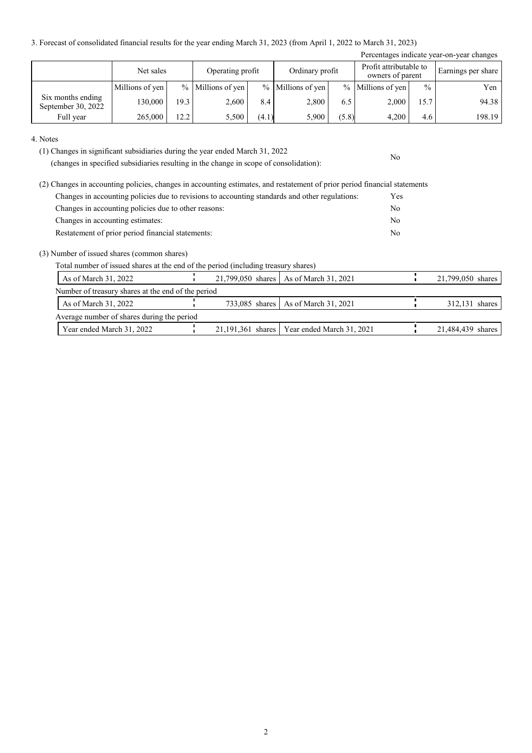3. Forecast of consolidated financial results for the year ending March 31, 2023 (from April 1, 2022 to March 31, 2023)

Percentages indicate year-on-year changes

| | Net sales | | Operating profit | | Ordinary profit | | Profit attributable to owners of parent | | Earnings per share |
|---|---|---|---|---|---|---|---|---|---|
| | Millions of yen | % | Millions of yen | % | Millions of yen | % | Millions of yen | % | Yen |
| Six months ending September 30, 2022 | 130,000 | 19.3 | 2,600 | 8.4 | 2,800 | 6.5 | 2,000 | 15.7 | 94.38 |
| Full year | 265,000 | 12.2 | 5,500 | (4.1) | 5,900 | (5.8) | 4,200 | 4.6 | 198.19 |

4. Notes

(1) Changes in significant subsidiaries during the year ended March 31, 2022
(changes in specified subsidiaries resulting in the change in scope of consolidation): No

(2) Changes in accounting policies, changes in accounting estimates, and restatement of prior period financial statements

| | |
|---|---|
| Changes in accounting policies due to revisions to accounting standards and other regulations: | Yes |
| Changes in accounting policies due to other reasons: | No |
| Changes in accounting estimates: | No |
| Restatement of prior period financial statements: | No |

(3) Number of issued shares (common shares)

Total number of issued shares at the end of the period (including treasury shares)

| | | | |
|---|---|---|---|
| As of March 31, 2022 | 21,799,050 shares | As of March 31, 2021 | 21,799,050 shares |

Number of treasury shares at the end of the period

| | | | |
|---|---|---|---|
| As of March 31, 2022 | 733,085 shares | As of March 31, 2021 | 312,131 shares |

Average number of shares during the period

| | | | |
|---|---|---|---|
| Year ended March 31, 2022 | 21,191,361 shares | Year ended March 31, 2021 | 21,484,439 shares |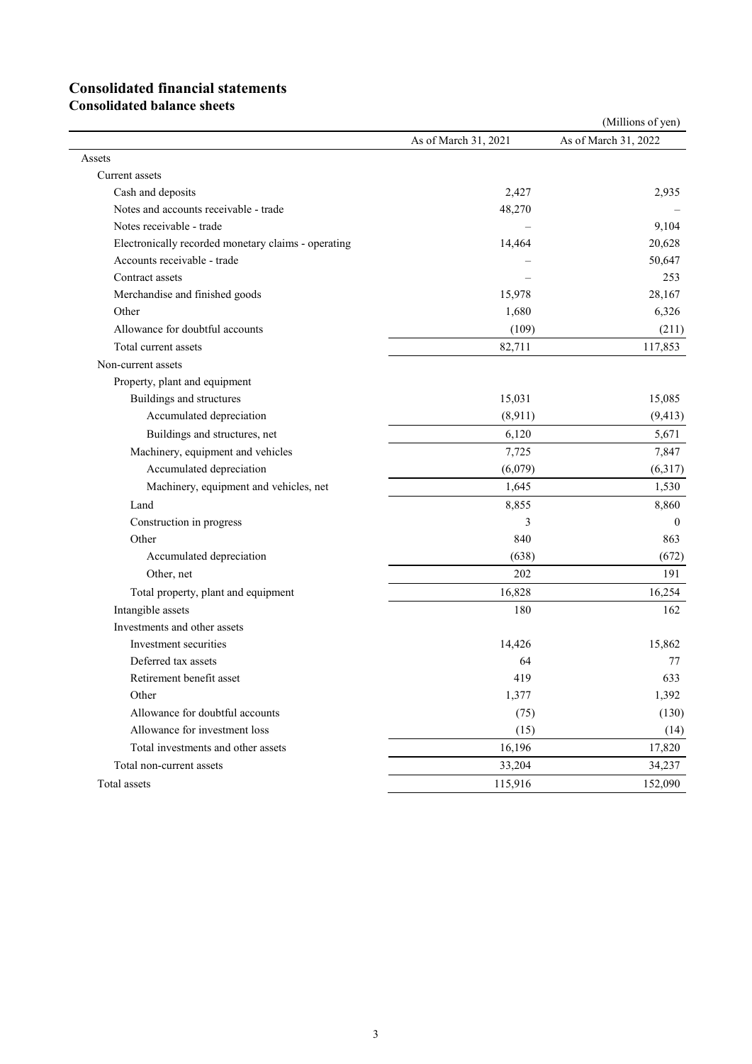# Consolidated financial statements

## Consolidated balance sheets

(Millions of yen)

| | As of March 31, 2021 | As of March 31, 2022 |
|---|---|---|
| Assets | | |
| Current assets | | |
| Cash and deposits | 2,427 | 2,935 |
| Notes and accounts receivable - trade | 48,270 | – |
| Notes receivable - trade | – | 9,104 |
| Electronically recorded monetary claims - operating | 14,464 | 20,628 |
| Accounts receivable - trade | – | 50,647 |
| Contract assets | – | 253 |
| Merchandise and finished goods | 15,978 | 28,167 |
| Other | 1,680 | 6,326 |
| Allowance for doubtful accounts | (109) | (211) |
| Total current assets | 82,711 | 117,853 |
| Non-current assets | | |
| Property, plant and equipment | | |
| Buildings and structures | 15,031 | 15,085 |
| Accumulated depreciation | (8,911) | (9,413) |
| Buildings and structures, net | 6,120 | 5,671 |
| Machinery, equipment and vehicles | 7,725 | 7,847 |
| Accumulated depreciation | (6,079) | (6,317) |
| Machinery, equipment and vehicles, net | 1,645 | 1,530 |
| Land | 8,855 | 8,860 |
| Construction in progress | 3 | 0 |
| Other | 840 | 863 |
| Accumulated depreciation | (638) | (672) |
| Other, net | 202 | 191 |
| Total property, plant and equipment | 16,828 | 16,254 |
| Intangible assets | 180 | 162 |
| Investments and other assets | | |
| Investment securities | 14,426 | 15,862 |
| Deferred tax assets | 64 | 77 |
| Retirement benefit asset | 419 | 633 |
| Other | 1,377 | 1,392 |
| Allowance for doubtful accounts | (75) | (130) |
| Allowance for investment loss | (15) | (14) |
| Total investments and other assets | 16,196 | 17,820 |
| Total non-current assets | 33,204 | 34,237 |
| Total assets | 115,916 | 152,090 |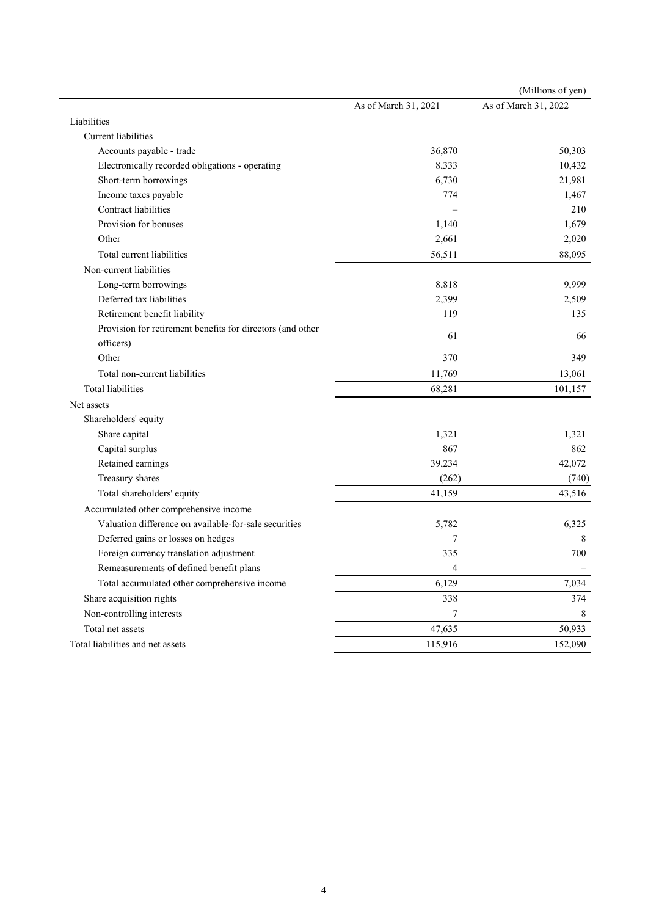(Millions of yen)

| | As of March 31, 2021 | As of March 31, 2022 |
|---|---|---|
| Liabilities | | |
| Current liabilities | | |
| Accounts payable - trade | 36,870 | 50,303 |
| Electronically recorded obligations - operating | 8,333 | 10,432 |
| Short-term borrowings | 6,730 | 21,981 |
| Income taxes payable | 774 | 1,467 |
| Contract liabilities | – | 210 |
| Provision for bonuses | 1,140 | 1,679 |
| Other | 2,661 | 2,020 |
| Total current liabilities | 56,511 | 88,095 |
| Non-current liabilities | | |
| Long-term borrowings | 8,818 | 9,999 |
| Deferred tax liabilities | 2,399 | 2,509 |
| Retirement benefit liability | 119 | 135 |
| Provision for retirement benefits for directors (and other officers) | 61 | 66 |
| Other | 370 | 349 |
| Total non-current liabilities | 11,769 | 13,061 |
| Total liabilities | 68,281 | 101,157 |
| Net assets | | |
| Shareholders' equity | | |
| Share capital | 1,321 | 1,321 |
| Capital surplus | 867 | 862 |
| Retained earnings | 39,234 | 42,072 |
| Treasury shares | (262) | (740) |
| Total shareholders' equity | 41,159 | 43,516 |
| Accumulated other comprehensive income | | |
| Valuation difference on available-for-sale securities | 5,782 | 6,325 |
| Deferred gains or losses on hedges | 7 | 8 |
| Foreign currency translation adjustment | 335 | 700 |
| Remeasurements of defined benefit plans | 4 | – |
| Total accumulated other comprehensive income | 6,129 | 7,034 |
| Share acquisition rights | 338 | 374 |
| Non-controlling interests | 7 | 8 |
| Total net assets | 47,635 | 50,933 |
| Total liabilities and net assets | 115,916 | 152,090 |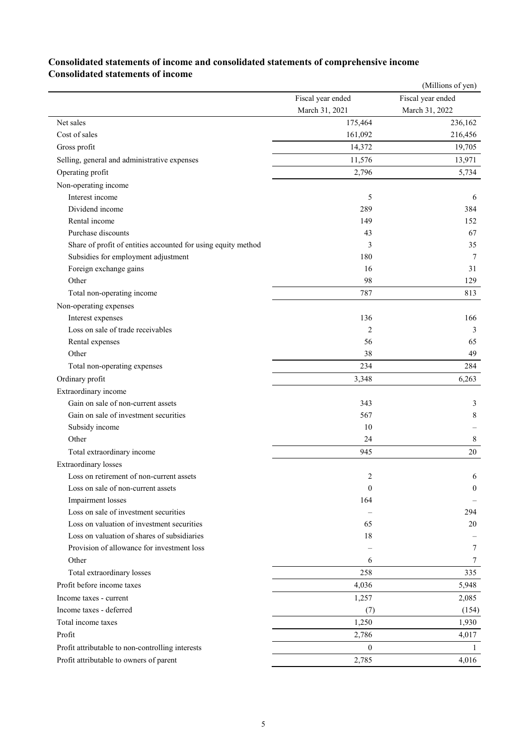## Consolidated statements of income and consolidated statements of comprehensive income

### Consolidated statements of income

(Millions of yen)

| | Fiscal year ended March 31, 2021 | Fiscal year ended March 31, 2022 |
|---|---|---|
| Net sales | 175,464 | 236,162 |
| Cost of sales | 161,092 | 216,456 |
| Gross profit | 14,372 | 19,705 |
| Selling, general and administrative expenses | 11,576 | 13,971 |
| Operating profit | 2,796 | 5,734 |
| Non-operating income | | |
| Interest income | 5 | 6 |
| Dividend income | 289 | 384 |
| Rental income | 149 | 152 |
| Purchase discounts | 43 | 67 |
| Share of profit of entities accounted for using equity method | 3 | 35 |
| Subsidies for employment adjustment | 180 | 7 |
| Foreign exchange gains | 16 | 31 |
| Other | 98 | 129 |
| Total non-operating income | 787 | 813 |
| Non-operating expenses | | |
| Interest expenses | 136 | 166 |
| Loss on sale of trade receivables | 2 | 3 |
| Rental expenses | 56 | 65 |
| Other | 38 | 49 |
| Total non-operating expenses | 234 | 284 |
| Ordinary profit | 3,348 | 6,263 |
| Extraordinary income | | |
| Gain on sale of non-current assets | 343 | 3 |
| Gain on sale of investment securities | 567 | 8 |
| Subsidy income | 10 | – |
| Other | 24 | 8 |
| Total extraordinary income | 945 | 20 |
| Extraordinary losses | | |
| Loss on retirement of non-current assets | 2 | 6 |
| Loss on sale of non-current assets | 0 | 0 |
| Impairment losses | 164 | – |
| Loss on sale of investment securities | – | 294 |
| Loss on valuation of investment securities | 65 | 20 |
| Loss on valuation of shares of subsidiaries | 18 | – |
| Provision of allowance for investment loss | – | 7 |
| Other | 6 | 7 |
| Total extraordinary losses | 258 | 335 |
| Profit before income taxes | 4,036 | 5,948 |
| Income taxes - current | 1,257 | 2,085 |
| Income taxes - deferred | (7) | (154) |
| Total income taxes | 1,250 | 1,930 |
| Profit | 2,786 | 4,017 |
| Profit attributable to non-controlling interests | 0 | 1 |
| Profit attributable to owners of parent | 2,785 | 4,016 |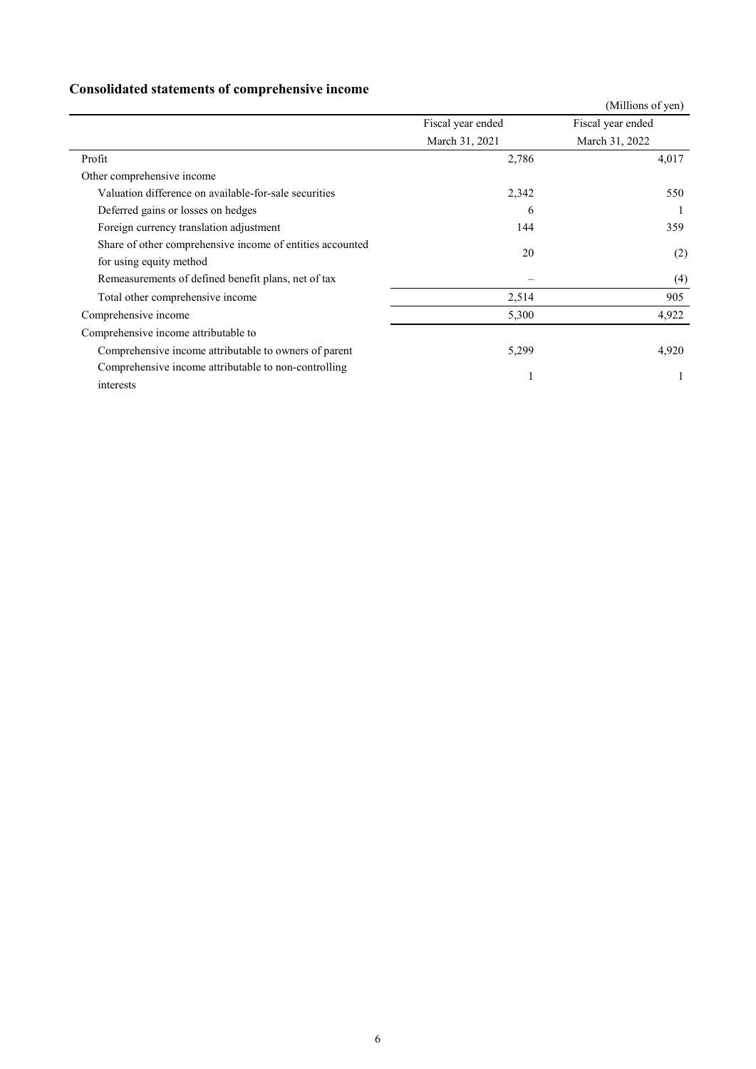## Consolidated statements of comprehensive income

(Millions of yen)

| | Fiscal year ended March 31, 2021 | Fiscal year ended March 31, 2022 |
|---|---|---|
| Profit | 2,786 | 4,017 |
| Other comprehensive income | | |
| Valuation difference on available-for-sale securities | 2,342 | 550 |
| Deferred gains or losses on hedges | 6 | 1 |
| Foreign currency translation adjustment | 144 | 359 |
| Share of other comprehensive income of entities accounted for using equity method | 20 | (2) |
| Remeasurements of defined benefit plans, net of tax | – | (4) |
| Total other comprehensive income | 2,514 | 905 |
| Comprehensive income | 5,300 | 4,922 |
| Comprehensive income attributable to | | |
| Comprehensive income attributable to owners of parent | 5,299 | 4,920 |
| Comprehensive income attributable to non-controlling interests | 1 | 1 |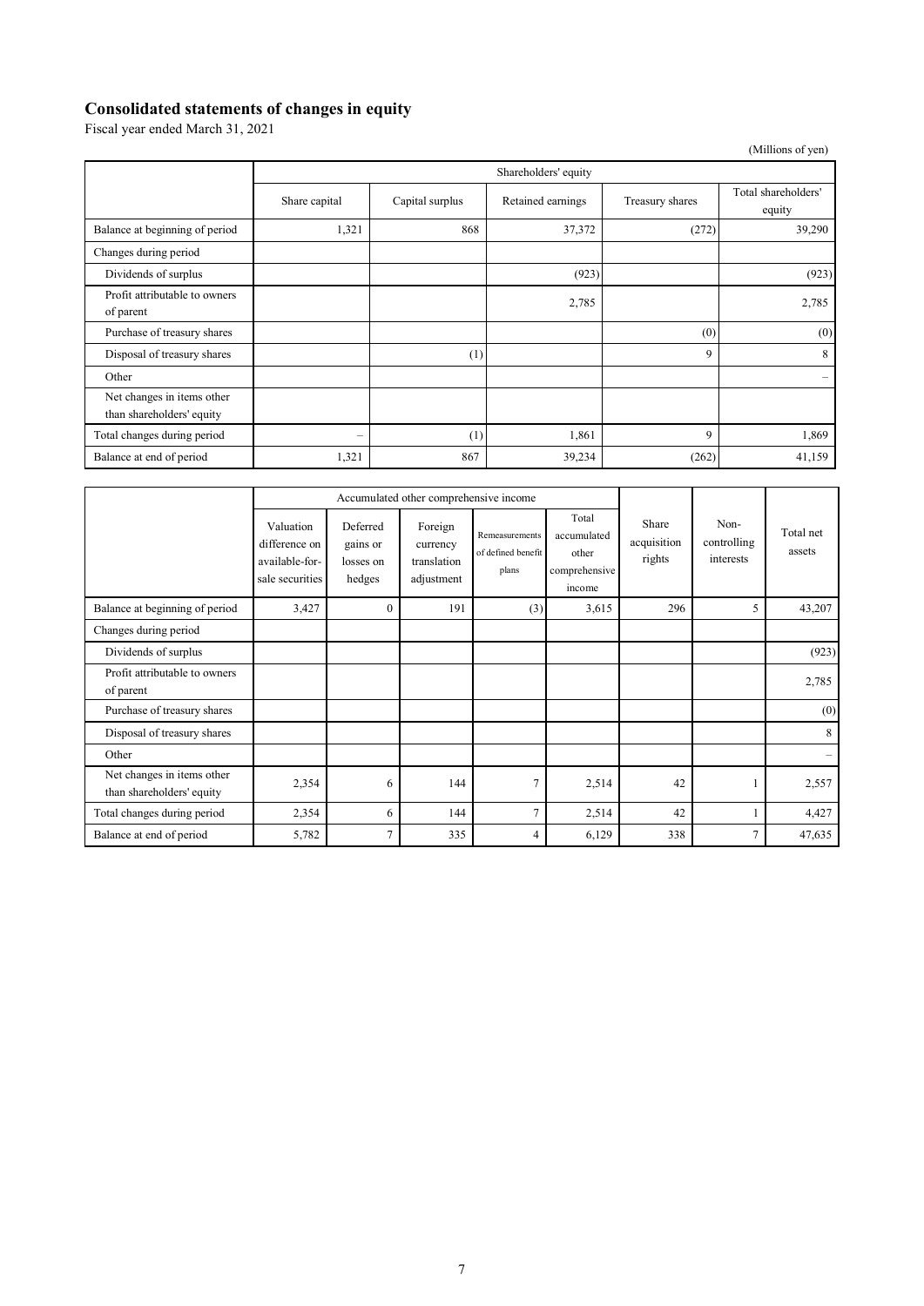## Consolidated statements of changes in equity

Fiscal year ended March 31, 2021

(Millions of yen)

| | Shareholders' equity | | | | |
|---|---|---|---|---|---|
| | Share capital | Capital surplus | Retained earnings | Treasury shares | Total shareholders' equity |
| Balance at beginning of period | 1,321 | 868 | 37,372 | (272) | 39,290 |
| Changes during period | | | | | |
| Dividends of surplus | | | (923) | | (923) |
| Profit attributable to owners of parent | | | 2,785 | | 2,785 |
| Purchase of treasury shares | | | | (0) | (0) |
| Disposal of treasury shares | | (1) | | 9 | 8 |
| Other | | | | | – |
| Net changes in items other than shareholders' equity | | | | | |
| Total changes during period | – | (1) | 1,861 | 9 | 1,869 |
| Balance at end of period | 1,321 | 867 | 39,234 | (262) | 41,159 |

| | Accumulated other comprehensive income | | | | | Share acquisition rights | Non-controlling interests | Total net assets |
|---|---|---|---|---|---|---|---|---|
| | Valuation difference on available-for-sale securities | Deferred gains or losses on hedges | Foreign currency translation adjustment | Remeasurements of defined benefit plans | Total accumulated other comprehensive income | | | |
| Balance at beginning of period | 3,427 | 0 | 191 | (3) | 3,615 | 296 | 5 | 43,207 |
| Changes during period | | | | | | | | |
| Dividends of surplus | | | | | | | | (923) |
| Profit attributable to owners of parent | | | | | | | | 2,785 |
| Purchase of treasury shares | | | | | | | | (0) |
| Disposal of treasury shares | | | | | | | | 8 |
| Other | | | | | | | | – |
| Net changes in items other than shareholders' equity | 2,354 | 6 | 144 | 7 | 2,514 | 42 | 1 | 2,557 |
| Total changes during period | 2,354 | 6 | 144 | 7 | 2,514 | 42 | 1 | 4,427 |
| Balance at end of period | 5,782 | 7 | 335 | 4 | 6,129 | 338 | 7 | 47,635 |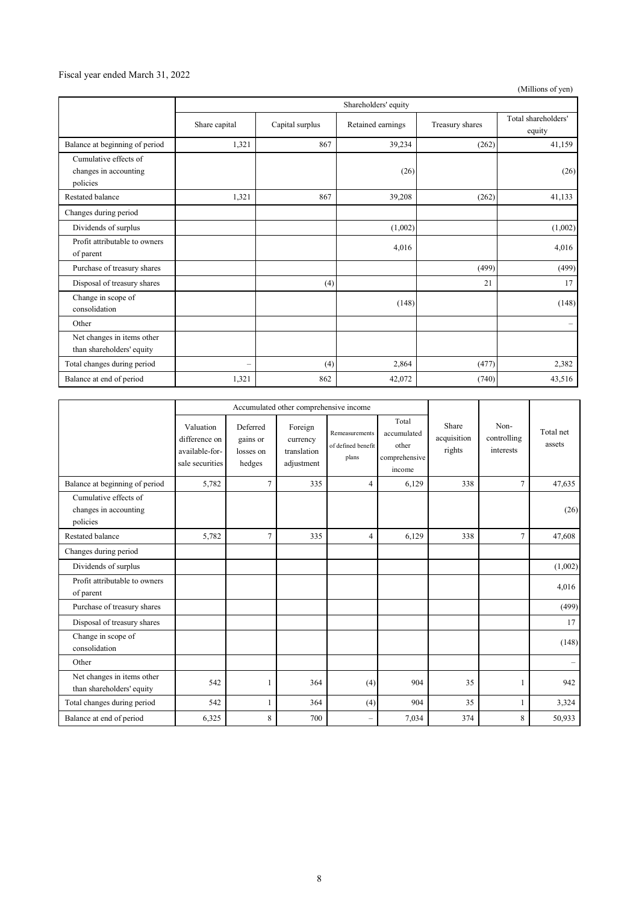Fiscal year ended March 31, 2022

(Millions of yen)

| | Shareholders' equity | | | | |
|---|---|---|---|---|---|
| | Share capital | Capital surplus | Retained earnings | Treasury shares | Total shareholders' equity |
| Balance at beginning of period | 1,321 | 867 | 39,234 | (262) | 41,159 |
| Cumulative effects of changes in accounting policies | | | (26) | | (26) |
| Restated balance | 1,321 | 867 | 39,208 | (262) | 41,133 |
| Changes during period | | | | | |
| Dividends of surplus | | | (1,002) | | (1,002) |
| Profit attributable to owners of parent | | | 4,016 | | 4,016 |
| Purchase of treasury shares | | | | (499) | (499) |
| Disposal of treasury shares | | (4) | | 21 | 17 |
| Change in scope of consolidation | | | (148) | | (148) |
| Other | | | | | – |
| Net changes in items other than shareholders' equity | | | | | |
| Total changes during period | – | (4) | 2,864 | (477) | 2,382 |
| Balance at end of period | 1,321 | 862 | 42,072 | (740) | 43,516 |

| | Accumulated other comprehensive income | | | | | Share acquisition rights | Non-controlling interests | Total net assets |
|---|---|---|---|---|---|---|---|---|
| | Valuation difference on available-for-sale securities | Deferred gains or losses on hedges | Foreign currency translation adjustment | Remeasurements of defined benefit plans | Total accumulated other comprehensive income | | | |
| Balance at beginning of period | 5,782 | 7 | 335 | 4 | 6,129 | 338 | 7 | 47,635 |
| Cumulative effects of changes in accounting policies | | | | | | | | (26) |
| Restated balance | 5,782 | 7 | 335 | 4 | 6,129 | 338 | 7 | 47,608 |
| Changes during period | | | | | | | | |
| Dividends of surplus | | | | | | | | (1,002) |
| Profit attributable to owners of parent | | | | | | | | 4,016 |
| Purchase of treasury shares | | | | | | | | (499) |
| Disposal of treasury shares | | | | | | | | 17 |
| Change in scope of consolidation | | | | | | | | (148) |
| Other | | | | | | | | – |
| Net changes in items other than shareholders' equity | 542 | 1 | 364 | (4) | 904 | 35 | 1 | 942 |
| Total changes during period | 542 | 1 | 364 | (4) | 904 | 35 | 1 | 3,324 |
| Balance at end of period | 6,325 | 8 | 700 | – | 7,034 | 374 | 8 | 50,933 |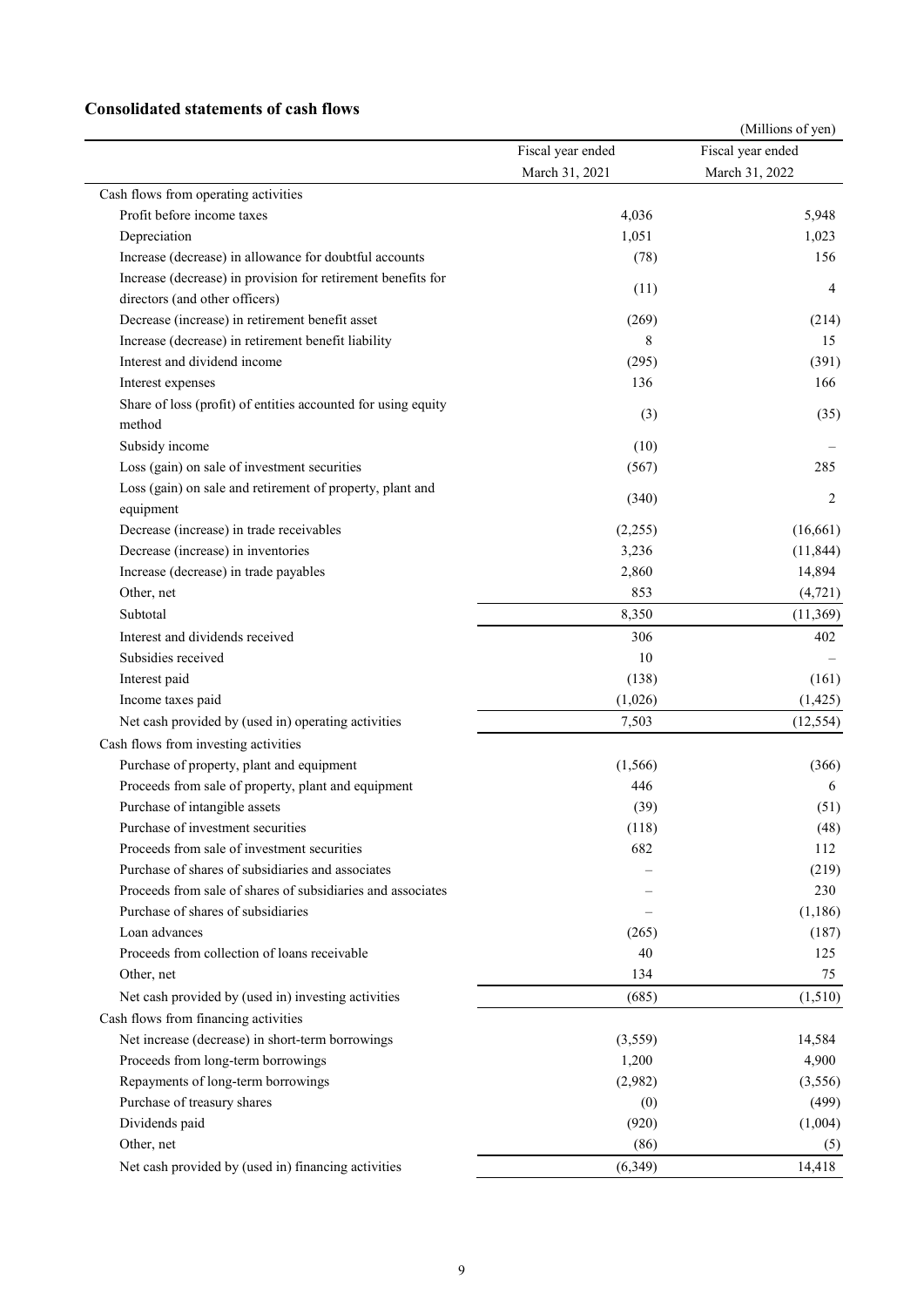## Consolidated statements of cash flows

(Millions of yen)

| | Fiscal year ended March 31, 2021 | Fiscal year ended March 31, 2022 |
|---|---|---|
| Cash flows from operating activities | | |
| Profit before income taxes | 4,036 | 5,948 |
| Depreciation | 1,051 | 1,023 |
| Increase (decrease) in allowance for doubtful accounts | (78) | 156 |
| Increase (decrease) in provision for retirement benefits for directors (and other officers) | (11) | 4 |
| Decrease (increase) in retirement benefit asset | (269) | (214) |
| Increase (decrease) in retirement benefit liability | 8 | 15 |
| Interest and dividend income | (295) | (391) |
| Interest expenses | 136 | 166 |
| Share of loss (profit) of entities accounted for using equity method | (3) | (35) |
| Subsidy income | (10) | – |
| Loss (gain) on sale of investment securities | (567) | 285 |
| Loss (gain) on sale and retirement of property, plant and equipment | (340) | 2 |
| Decrease (increase) in trade receivables | (2,255) | (16,661) |
| Decrease (increase) in inventories | 3,236 | (11,844) |
| Increase (decrease) in trade payables | 2,860 | 14,894 |
| Other, net | 853 | (4,721) |
| Subtotal | 8,350 | (11,369) |
| Interest and dividends received | 306 | 402 |
| Subsidies received | 10 | – |
| Interest paid | (138) | (161) |
| Income taxes paid | (1,026) | (1,425) |
| Net cash provided by (used in) operating activities | 7,503 | (12,554) |
| Cash flows from investing activities | | |
| Purchase of property, plant and equipment | (1,566) | (366) |
| Proceeds from sale of property, plant and equipment | 446 | 6 |
| Purchase of intangible assets | (39) | (51) |
| Purchase of investment securities | (118) | (48) |
| Proceeds from sale of investment securities | 682 | 112 |
| Purchase of shares of subsidiaries and associates | – | (219) |
| Proceeds from sale of shares of subsidiaries and associates | – | 230 |
| Purchase of shares of subsidiaries | – | (1,186) |
| Loan advances | (265) | (187) |
| Proceeds from collection of loans receivable | 40 | 125 |
| Other, net | 134 | 75 |
| Net cash provided by (used in) investing activities | (685) | (1,510) |
| Cash flows from financing activities | | |
| Net increase (decrease) in short-term borrowings | (3,559) | 14,584 |
| Proceeds from long-term borrowings | 1,200 | 4,900 |
| Repayments of long-term borrowings | (2,982) | (3,556) |
| Purchase of treasury shares | (0) | (499) |
| Dividends paid | (920) | (1,004) |
| Other, net | (86) | (5) |
| Net cash provided by (used in) financing activities | (6,349) | 14,418 |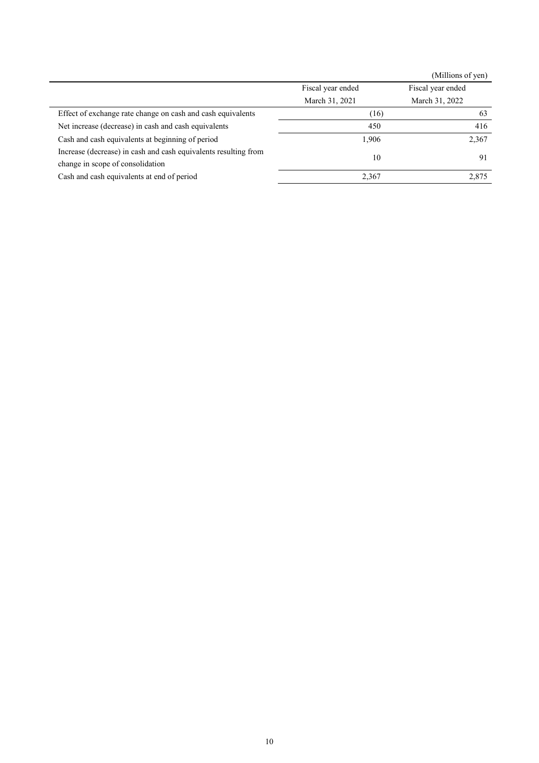(Millions of yen)

| | Fiscal year ended March 31, 2021 | Fiscal year ended March 31, 2022 |
|---|---|---|
| Effect of exchange rate change on cash and cash equivalents | (16) | 63 |
| Net increase (decrease) in cash and cash equivalents | 450 | 416 |
| Cash and cash equivalents at beginning of period | 1,906 | 2,367 |
| Increase (decrease) in cash and cash equivalents resulting from change in scope of consolidation | 10 | 91 |
| Cash and cash equivalents at end of period | 2,367 | 2,875 |